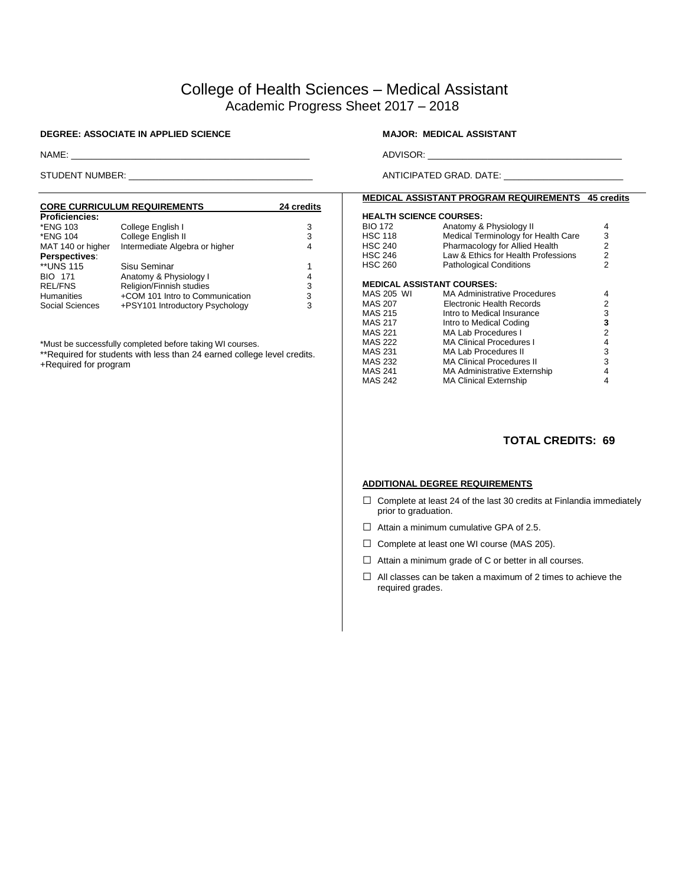# College of Health Sciences – Medical Assistant
## Academic Progress Sheet 2017 – 2018

**DEGREE: ASSOCIATE IN APPLIED SCIENCE**

**MAJOR: MEDICAL ASSISTANT**

NAME: ______________________________

ADVISOR: ______________________________

STUDENT NUMBER: ______________________________

ANTICIPATED GRAD. DATE: ______________________________

### CORE CURRICULUM REQUIREMENTS — 24 credits

| Course | Title | Credits |
|---|---|---|
| **Proficiencies:** | | |
| *ENG 103 | College English I | 3 |
| *ENG 104 | College English II | 3 |
| MAT 140 or higher | Intermediate Algebra or higher | 4 |
| **Perspectives**: | | |
| **UNS 115 | Sisu Seminar | 1 |
| BIO 171 | Anatomy & Physiology I | 4 |
| REL/FNS | Religion/Finnish studies | 3 |
| Humanities | +COM 101 Intro to Communication | 3 |
| Social Sciences | +PSY101 Introductory Psychology | 3 |

*Must be successfully completed before taking WI courses.
**Required for students with less than 24 earned college level credits.
+Required for program

### MEDICAL ASSISTANT PROGRAM REQUIREMENTS — 45 credits

| Course | Title | Credits |
|---|---|---|
| **HEALTH SCIENCE COURSES:** | | |
| BIO 172 | Anatomy & Physiology II | 4 |
| HSC 118 | Medical Terminology for Health Care | 3 |
| HSC 240 | Pharmacology for Allied Health | 2 |
| HSC 246 | Law & Ethics for Health Professions | 2 |
| HSC 260 | Pathological Conditions | 2 |
| **MEDICAL ASSISTANT COURSES:** | | |
| MAS 205 WI | MA Administrative Procedures | 4 |
| MAS 207 | Electronic Health Records | 2 |
| MAS 215 | Intro to Medical Insurance | 3 |
| MAS 217 | Intro to Medical Coding | **3** |
| MAS 221 | MA Lab Procedures I | 2 |
| MAS 222 | MA Clinical Procedures I | 4 |
| MAS 231 | MA Lab Procedures II | 3 |
| MAS 232 | MA Clinical Procedures II | 3 |
| MAS 241 | MA Administrative Externship | 4 |
| MAS 242 | MA Clinical Externship | 4 |

**TOTAL CREDITS: 69**

### ADDITIONAL DEGREE REQUIREMENTS

- ☐ Complete at least 24 of the last 30 credits at Finlandia immediately prior to graduation.
- ☐ Attain a minimum cumulative GPA of 2.5.
- ☐ Complete at least one WI course (MAS 205).
- ☐ Attain a minimum grade of C or better in all courses.
- ☐ All classes can be taken a maximum of 2 times to achieve the required grades.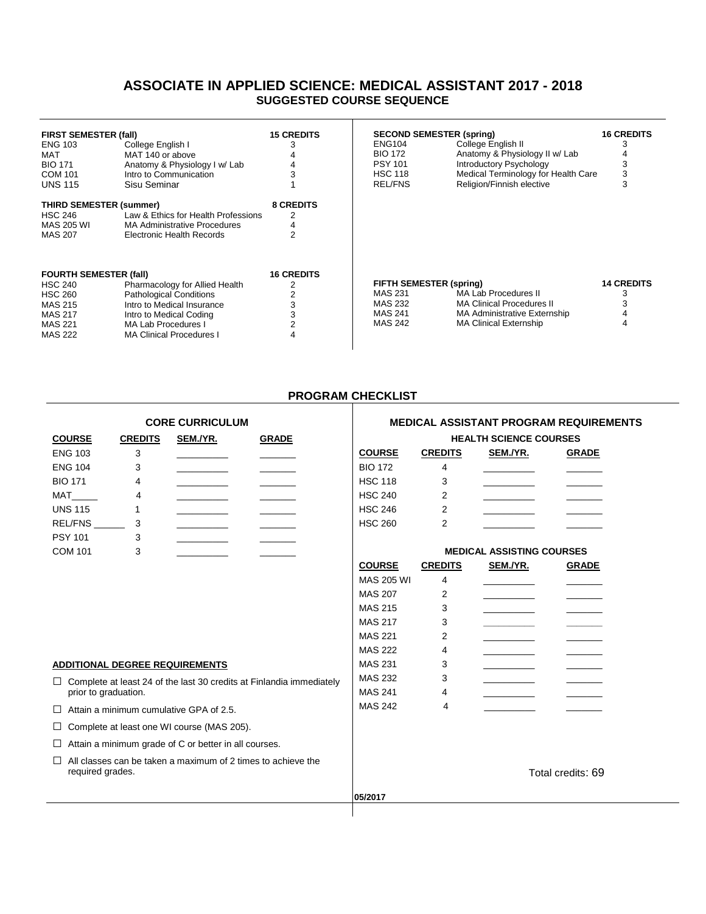# ASSOCIATE IN APPLIED SCIENCE: MEDICAL ASSISTANT 2017 - 2018

## SUGGESTED COURSE SEQUENCE

| FIRST SEMESTER (fall) | | 15 CREDITS |
|---|---|---|
| ENG 103 | College English I | 3 |
| MAT | MAT 140 or above | 4 |
| BIO 171 | Anatomy & Physiology I w/ Lab | 4 |
| COM 101 | Intro to Communication | 3 |
| UNS 115 | Sisu Seminar | 1 |

| SECOND SEMESTER (spring) | | 16 CREDITS |
|---|---|---|
| ENG104 | College English II | 3 |
| BIO 172 | Anatomy & Physiology II w/ Lab | 4 |
| PSY 101 | Introductory Psychology | 3 |
| HSC 118 | Medical Terminology for Health Care | 3 |
| REL/FNS | Religion/Finnish elective | 3 |

| THIRD SEMESTER (summer) | | 8 CREDITS |
|---|---|---|
| HSC 246 | Law & Ethics for Health Professions | 2 |
| MAS 205 WI | MA Administrative Procedures | 4 |
| MAS 207 | Electronic Health Records | 2 |

| FOURTH SEMESTER (fall) | | 16 CREDITS |
|---|---|---|
| HSC 240 | Pharmacology for Allied Health | 2 |
| HSC 260 | Pathological Conditions | 2 |
| MAS 215 | Intro to Medical Insurance | 3 |
| MAS 217 | Intro to Medical Coding | 3 |
| MAS 221 | MA Lab Procedures I | 2 |
| MAS 222 | MA Clinical Procedures I | 4 |

| FIFTH SEMESTER (spring) | | 14 CREDITS |
|---|---|---|
| MAS 231 | MA Lab Procedures II | 3 |
| MAS 232 | MA Clinical Procedures II | 3 |
| MAS 241 | MA Administrative Externship | 4 |
| MAS 242 | MA Clinical Externship | 4 |

## PROGRAM CHECKLIST

### CORE CURRICULUM

| COURSE | CREDITS | SEM./YR. | GRADE |
|---|---|---|---|
| ENG 103 | 3 | | |
| ENG 104 | 3 | | |
| BIO 171 | 4 | | |
| MAT_____ | 4 | | |
| UNS 115 | 1 | | |
| REL/FNS ______ | 3 | | |
| PSY 101 | 3 | | |
| COM 101 | 3 | | |

### ADDITIONAL DEGREE REQUIREMENTS

- ☐ Complete at least 24 of the last 30 credits at Finlandia immediately prior to graduation.
- ☐ Attain a minimum cumulative GPA of 2.5.
- ☐ Complete at least one WI course (MAS 205).
- ☐ Attain a minimum grade of C or better in all courses.
- ☐ All classes can be taken a maximum of 2 times to achieve the required grades.

### MEDICAL ASSISTANT PROGRAM REQUIREMENTS

#### HEALTH SCIENCE COURSES

| COURSE | CREDITS | SEM./YR. | GRADE |
|---|---|---|---|
| BIO 172 | 4 | | |
| HSC 118 | 3 | | |
| HSC 240 | 2 | | |
| HSC 246 | 2 | | |
| HSC 260 | 2 | | |

#### MEDICAL ASSISTING COURSES

| COURSE | CREDITS | SEM./YR. | GRADE |
|---|---|---|---|
| MAS 205 WI | 4 | | |
| MAS 207 | 2 | | |
| MAS 215 | 3 | | |
| MAS 217 | 3 | | |
| MAS 221 | 2 | | |
| MAS 222 | 4 | | |
| MAS 231 | 3 | | |
| MAS 232 | 3 | | |
| MAS 241 | 4 | | |
| MAS 242 | 4 | | |

Total credits: 69

05/2017